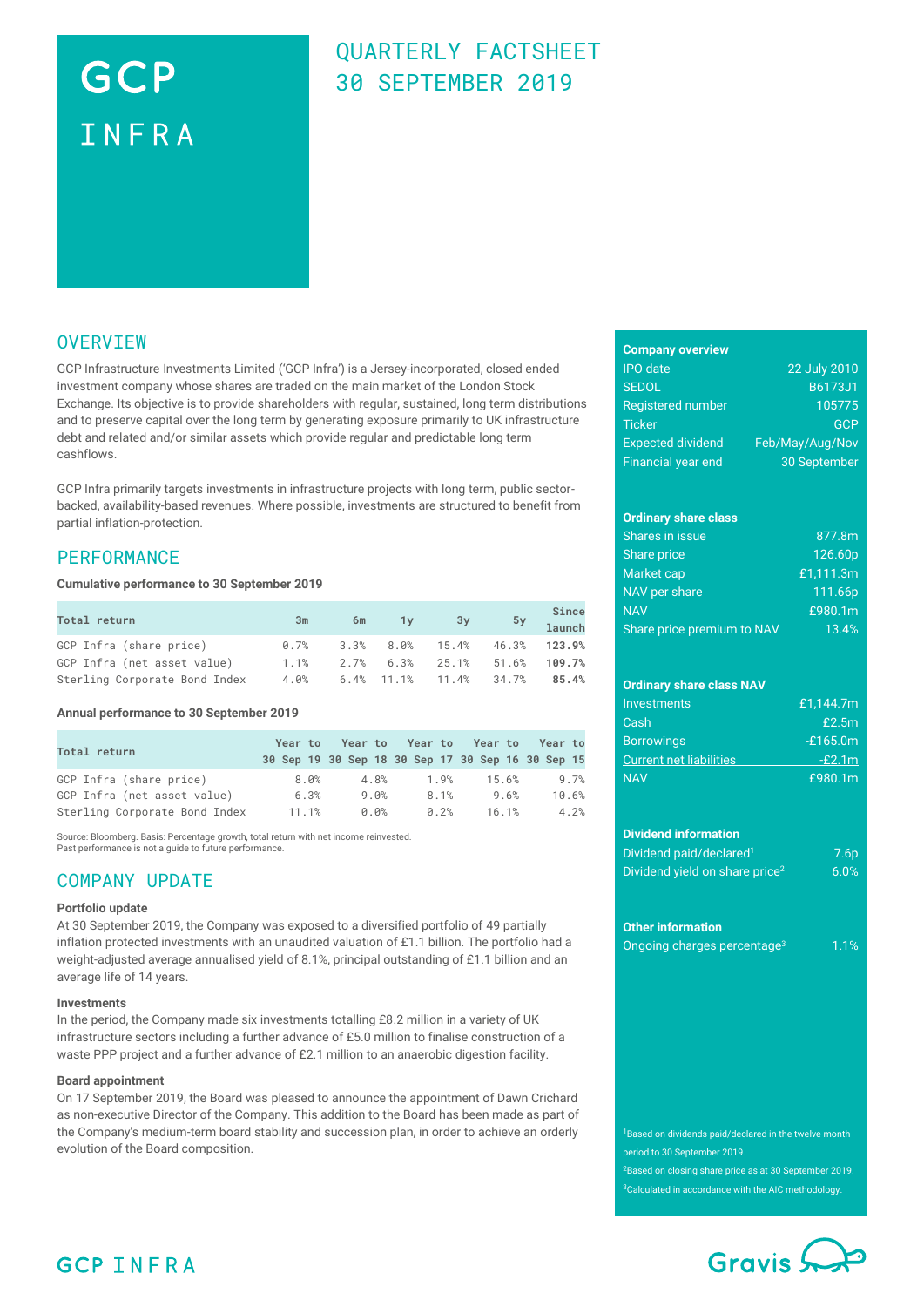# GCP INFRA

## QUARTERLY FACTSHEET 30 SEPTEMBER 2019

## OVERVIEW

GCP Infrastructure Investments Limited ('GCP Infra') is a Jersey-incorporated, closed ended investment company whose shares are traded on the main market of the London Stock Exchange. Its objective is to provide shareholders with regular, sustained, long term distributions and to preserve capital over the long term by generating exposure primarily to UK infrastructure debt and related and/or similar assets which provide regular and predictable long term cashflows.

GCP Infra primarily targets investments in infrastructure projects with long term, public sector-backed, availability-based revenues. Where possible, investments are structured to benefit from partial inflation-protection.

## PERFORMANCE

**Cumulative performance to 30 September 2019**

| Total return | 3m | 6m | 1y | 3y | 5y | Since launch |
|---|---|---|---|---|---|---|
| GCP Infra (share price) | 0.7% | 3.3% | 8.0% | 15.4% | 46.3% | **123.9%** |
| GCP Infra (net asset value) | 1.1% | 2.7% | 6.3% | 25.1% | 51.6% | **109.7%** |
| Sterling Corporate Bond Index | 4.0% | 6.4% | 11.1% | 11.4% | 34.7% | **85.4%** |

**Annual performance to 30 September 2019**

| Total return | Year to 30 Sep 19 | Year to 30 Sep 18 | Year to 30 Sep 17 | Year to 30 Sep 16 | Year to 30 Sep 15 |
|---|---|---|---|---|---|
| GCP Infra (share price) | 8.0% | 4.8% | 1.9% | 15.6% | 9.7% |
| GCP Infra (net asset value) | 6.3% | 9.0% | 8.1% | 9.6% | 10.6% |
| Sterling Corporate Bond Index | 11.1% | 0.0% | 0.2% | 16.1% | 4.2% |

Source: Bloomberg. Basis: Percentage growth, total return with net income reinvested.
Past performance is not a guide to future performance.

## COMPANY UPDATE

**Portfolio update**

At 30 September 2019, the Company was exposed to a diversified portfolio of 49 partially inflation protected investments with an unaudited valuation of £1.1 billion. The portfolio had a weight-adjusted average annualised yield of 8.1%, principal outstanding of £1.1 billion and an average life of 14 years.

**Investments**

In the period, the Company made six investments totalling £8.2 million in a variety of UK infrastructure sectors including a further advance of £5.0 million to finalise construction of a waste PPP project and a further advance of £2.1 million to an anaerobic digestion facility.

**Board appointment**

On 17 September 2019, the Board was pleased to announce the appointment of Dawn Crichard as non-executive Director of the Company. This addition to the Board has been made as part of the Company's medium-term board stability and succession plan, in order to achieve an orderly evolution of the Board composition.

**Company overview**

| | |
|---|---|
| IPO date | 22 July 2010 |
| SEDOL | B6173J1 |
| Registered number | 105775 |
| Ticker | GCP |
| Expected dividend | Feb/May/Aug/Nov |
| Financial year end | 30 September |

**Ordinary share class**

| | |
|---|---|
| Shares in issue | 877.8m |
| Share price | 126.60p |
| Market cap | £1,111.3m |
| NAV per share | 111.66p |
| NAV | £980.1m |
| Share price premium to NAV | 13.4% |

**Ordinary share class NAV**

| | |
|---|---|
| Investments | £1,144.7m |
| Cash | £2.5m |
| Borrowings | -£165.0m |
| Current net liabilities | -£2.1m |
| NAV | £980.1m |

**Dividend information**

| | |
|---|---|
| Dividend paid/declared[1] | 7.6p |
| Dividend yield on share price[2] | 6.0% |

**Other information**

| | |
|---|---|
| Ongoing charges percentage[3] | 1.1% |

[1]Based on dividends paid/declared in the twelve month period to 30 September 2019.
[2]Based on closing share price as at 30 September 2019.
[3]Calculated in accordance with the AIC methodology.

GCP INFRA

Gravis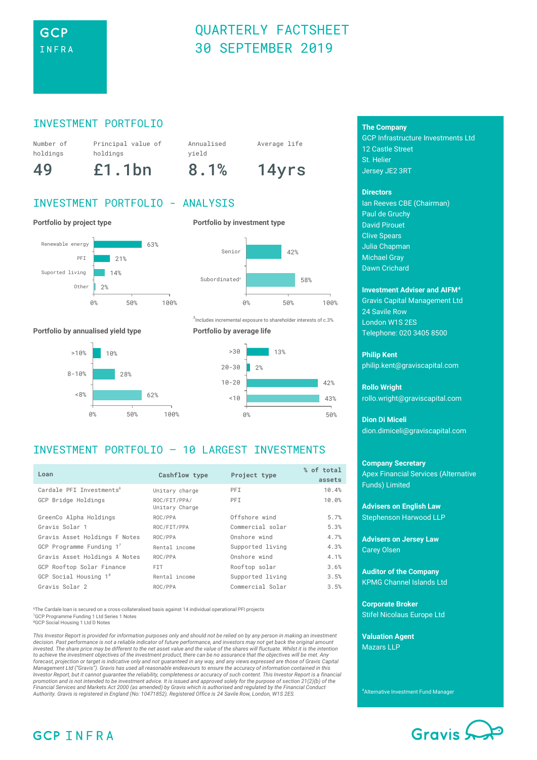GCP INFRA

# QUARTERLY FACTSHEET 30 SEPTEMBER 2019

## INVESTMENT PORTFOLIO

| Number of holdings | Principal value of holdings | Annualised yield | Average life |
|---|---|---|---|
| 49 | £1.1bn | 8.1% | 14yrs |

## INVESTMENT PORTFOLIO - ANALYSIS

### Portfolio by project type

Renewable energy 63%
PFI 21%
Suported living 14%
Other 2%
0% 50% 100%

### Portfolio by investment type

Senior 42%
Subordinated[5] 58%
0% 50% 100%

[5]Includes incremental exposure to shareholder interests of c.3%

### Portfolio by annualised yield type

>10% 10%
8-10% 28%
<8% 62%
0% 50% 100%

### Portfolio by average life

>30 13%
20-30 2%
10-20 42%
<10 43%
0% 50%

## INVESTMENT PORTFOLIO – 10 LARGEST INVESTMENTS

| Loan | Cashflow type | Project type | % of total assets |
|---|---|---|---|
| Cardale PFI Investments[6] | Unitary charge | PFI | 10.4% |
| GCP Bridge Holdings | ROC/FIT/PPA/ Unitary Charge | PFI | 10.0% |
| GreenCo Alpha Holdings | ROC/PPA | Offshore wind | 5.7% |
| Gravis Solar 1 | ROC/FIT/PPA | Commercial solar | 5.3% |
| Gravis Asset Holdings F Notes | ROC/PPA | Onshore wind | 4.7% |
| GCP Programme Funding 1[7] | Rental income | Supported living | 4.3% |
| Gravis Asset Holdings A Notes | ROC/PPA | Onshore wind | 4.1% |
| GCP Rooftop Solar Finance | FIT | Rooftop solar | 3.6% |
| GCP Social Housing 1[8] | Rental income | Supported living | 3.5% |
| Gravis Solar 2 | ROC/PPA | Commercial Solar | 3.5% |

[6]The Cardale loan is secured on a cross-collateralised basis against 14 individual operational PFI projects
[7]GCP Programme Funding 1 Ltd Series 1 Notes
[8]GCP Social Housing 1 Ltd D Notes

*This Investor Report is provided for information purposes only and should not be relied on by any person in making an investment decision. Past performance is not a reliable indicator of future performance, and investors may not get back the original amount invested. The share price may be different to the net asset value and the value of the shares will fluctuate. Whilst it is the intention to achieve the investment objectives of the investment product, there can be no assurance that the objectives will be met. Any forecast, projection or target is indicative only and not guaranteed in any way, and any views expressed are those of Gravis Capital Management Ltd ("Gravis"). Gravis has used all reasonable endeavours to ensure the accuracy of information contained in this Investor Report, but it cannot guarantee the reliability, completeness or accuracy of such content. This Investor Report is a financial promotion and is not intended to be investment advice. It is issued and approved solely for the purpose of section 21(2)(b) of the Financial Services and Markets Act 2000 (as amended) by Gravis which is authorised and regulated by the Financial Conduct Authority. Gravis is registered in England (No: 10471852). Registered Office is 24 Savile Row, London, W1S 2ES.*

**The Company**
GCP Infrastructure Investments Ltd
12 Castle Street
St. Helier
Jersey JE2 3RT

**Directors**
Ian Reeves CBE (Chairman)
Paul de Gruchy
David Pirouet
Clive Spears
Julia Chapman
Michael Gray
Dawn Crichard

**Investment Adviser and AIFM[4]**
Gravis Capital Management Ltd
24 Savile Row
London W1S 2ES
Telephone: 020 3405 8500

**Philip Kent**
philip.kent@graviscapital.com

**Rollo Wright**
rollo.wright@graviscapital.com

**Dion Di Miceli**
dion.dimiceli@graviscapital.com

**Company Secretary**
Apex Financial Services (Alternative Funds) Limited

**Advisers on English Law**
Stephenson Harwood LLP

**Advisers on Jersey Law**
Carey Olsen

**Auditor of the Company**
KPMG Channel Islands Ltd

**Corporate Broker**
Stifel Nicolaus Europe Ltd

**Valuation Agent**
Mazars LLP

[4]Alternative Investment Fund Manager

GCP INFRA

Gravis